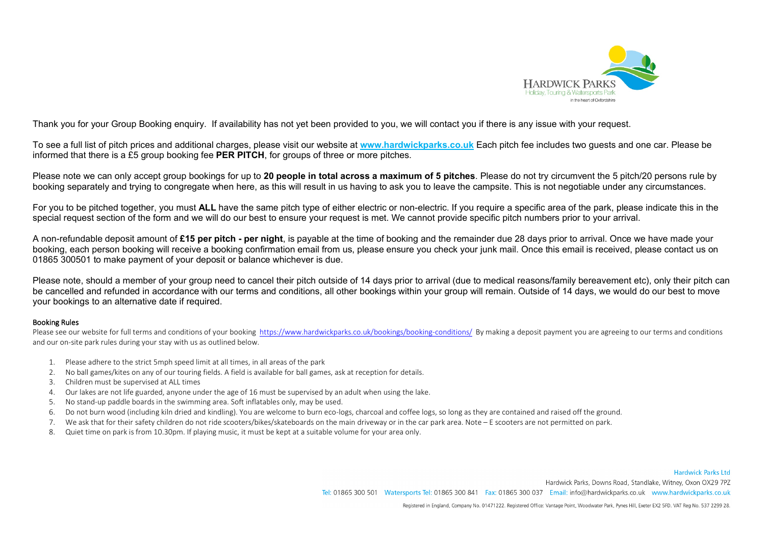Thank you for your Group Booking enquiry. If availability has not yet been provided to you, we will contact you if there is any issue with your request.

To see a full list of pitch prices and additional charges, please visit our website at **www.hardwickparks.co.uk** Each pitch fee includes two guests and one car. Please be informed that there is a £5 group booking fee **PER PITCH**, for groups of three or more pitches.

Please note we can only accept group bookings for up to **20 people in total across a maximum of 5 pitches**. Please do not try circumvent the 5 pitch/20 persons rule by booking separately and trying to congregate when here, as this will result in us having to ask you to leave the campsite. This is not negotiable under any circumstances.

For you to be pitched together, you must **ALL** have the same pitch type of either electric or non-electric. If you require a specific area of the park, please indicate this in the special request section of the form and we will do our best to ensure your request is met. We cannot provide specific pitch numbers prior to your arrival.

A non-refundable deposit amount of **£15 per pitch - per night**, is payable at the time of booking and the remainder due 28 days prior to arrival. Once we have made your booking, each person booking will receive a booking confirmation email from us, please ensure you check your junk mail. Once this email is received, please contact us on 01865 300501 to make payment of your deposit or balance whichever is due.

Please note, should a member of your group need to cancel their pitch outside of 14 days prior to arrival (due to medical reasons/family bereavement etc), only their pitch can be cancelled and refunded in accordance with our terms and conditions, all other bookings within your group will remain. Outside of 14 days, we would do our best to move your bookings to an alternative date if required.

### Booking Rules

Please see our website for full terms and conditions of your booking https://www.hardwickparks.co.uk/bookings/booking-conditions/ By making a deposit payment you are agreeing to our terms and conditions and our on-site park rules during your stay with us as outlined below.

1. Please adhere to the strict 5mph speed limit at all times, in all areas of the park
2. No ball games/kites on any of our touring fields. A field is available for ball games, ask at reception for details.
3. Children must be supervised at ALL times
4. Our lakes are not life guarded, anyone under the age of 16 must be supervised by an adult when using the lake.
5. No stand-up paddle boards in the swimming area. Soft inflatables only, may be used.
6. Do not burn wood (including kiln dried and kindling). You are welcome to burn eco-logs, charcoal and coffee logs, so long as they are contained and raised off the ground.
7. We ask that for their safety children do not ride scooters/bikes/skateboards on the main driveway or in the car park area. Note – E scooters are not permitted on park.
8. Quiet time on park is from 10.30pm. If playing music, it must be kept at a suitable volume for your area only.

Hardwick Parks Ltd
Hardwick Parks, Downs Road, Standlake, Witney, Oxon OX29 7PZ
Tel: 01865 300 501 Watersports Tel: 01865 300 841 Fax: 01865 300 037 Email: info@hardwickparks.co.uk www.hardwickparks.co.uk

Registered in England, Company No. 01471222. Registered Office: Vantage Point, Woodwater Park, Pynes Hill, Exeter EX2 5FD. VAT Reg No. 537 2299 28.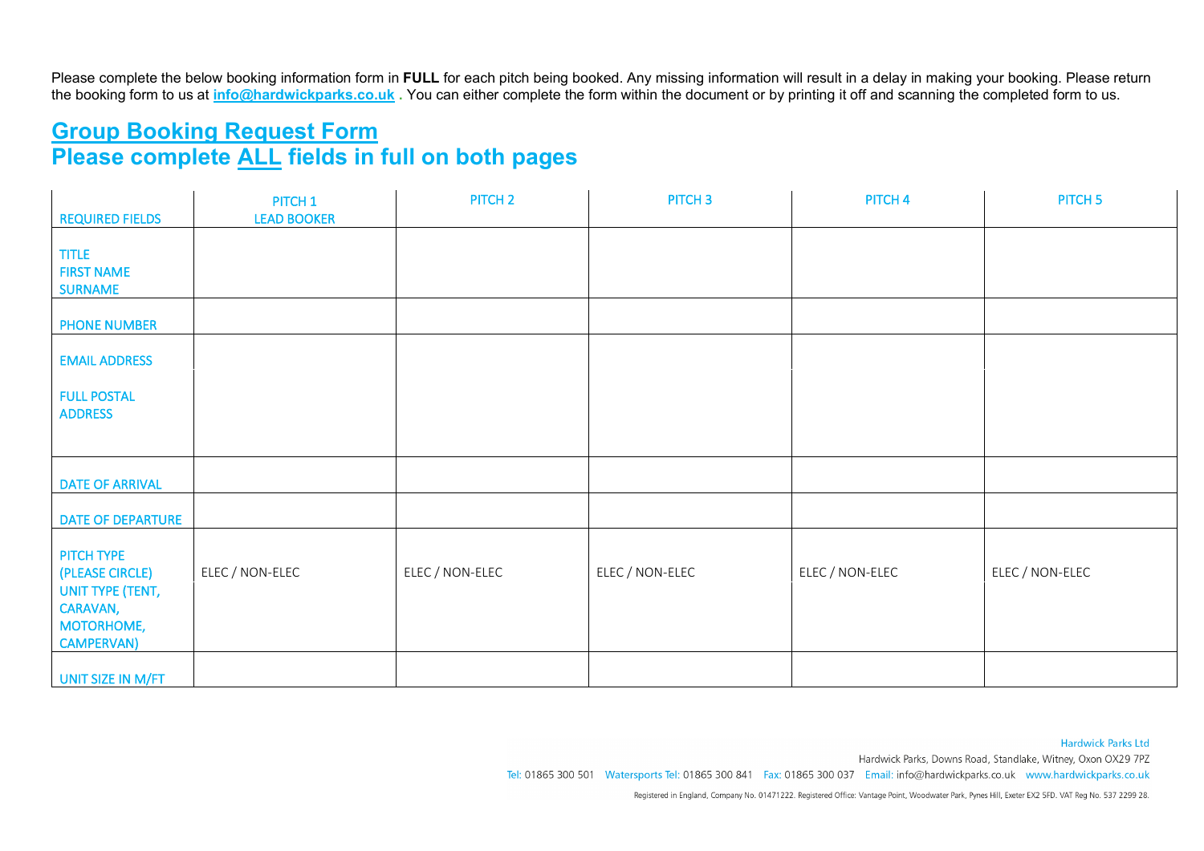Please complete the below booking information form in **FULL** for each pitch being booked. Any missing information will result in a delay in making your booking. Please return the booking form to us at **info@hardwickparks.co.uk** . You can either complete the form within the document or by printing it off and scanning the completed form to us.

## Group Booking Request Form
## Please complete ALL fields in full on both pages

| REQUIRED FIELDS | PITCH 1 LEAD BOOKER | PITCH 2 | PITCH 3 | PITCH 4 | PITCH 5 |
|---|---|---|---|---|---|
| TITLE FIRST NAME SURNAME | | | | | |
| PHONE NUMBER | | | | | |
| EMAIL ADDRESS | | | | | |
| FULL POSTAL ADDRESS | | | | | |
| DATE OF ARRIVAL | | | | | |
| DATE OF DEPARTURE | | | | | |
| PITCH TYPE (PLEASE CIRCLE) | ELEC / NON-ELEC | ELEC / NON-ELEC | ELEC / NON-ELEC | ELEC / NON-ELEC | ELEC / NON-ELEC |
| UNIT TYPE (TENT, CARAVAN, MOTORHOME, CAMPERVAN) | | | | | |
| UNIT SIZE IN M/FT | | | | | |

Hardwick Parks Ltd
Hardwick Parks, Downs Road, Standlake, Witney, Oxon OX29 7PZ
Tel: 01865 300 501 Watersports Tel: 01865 300 841 Fax: 01865 300 037 Email: info@hardwickparks.co.uk www.hardwickparks.co.uk

Registered in England, Company No. 01471222. Registered Office: Vantage Point, Woodwater Park, Pynes Hill, Exeter EX2 5FD. VAT Reg No. 537 2299 28.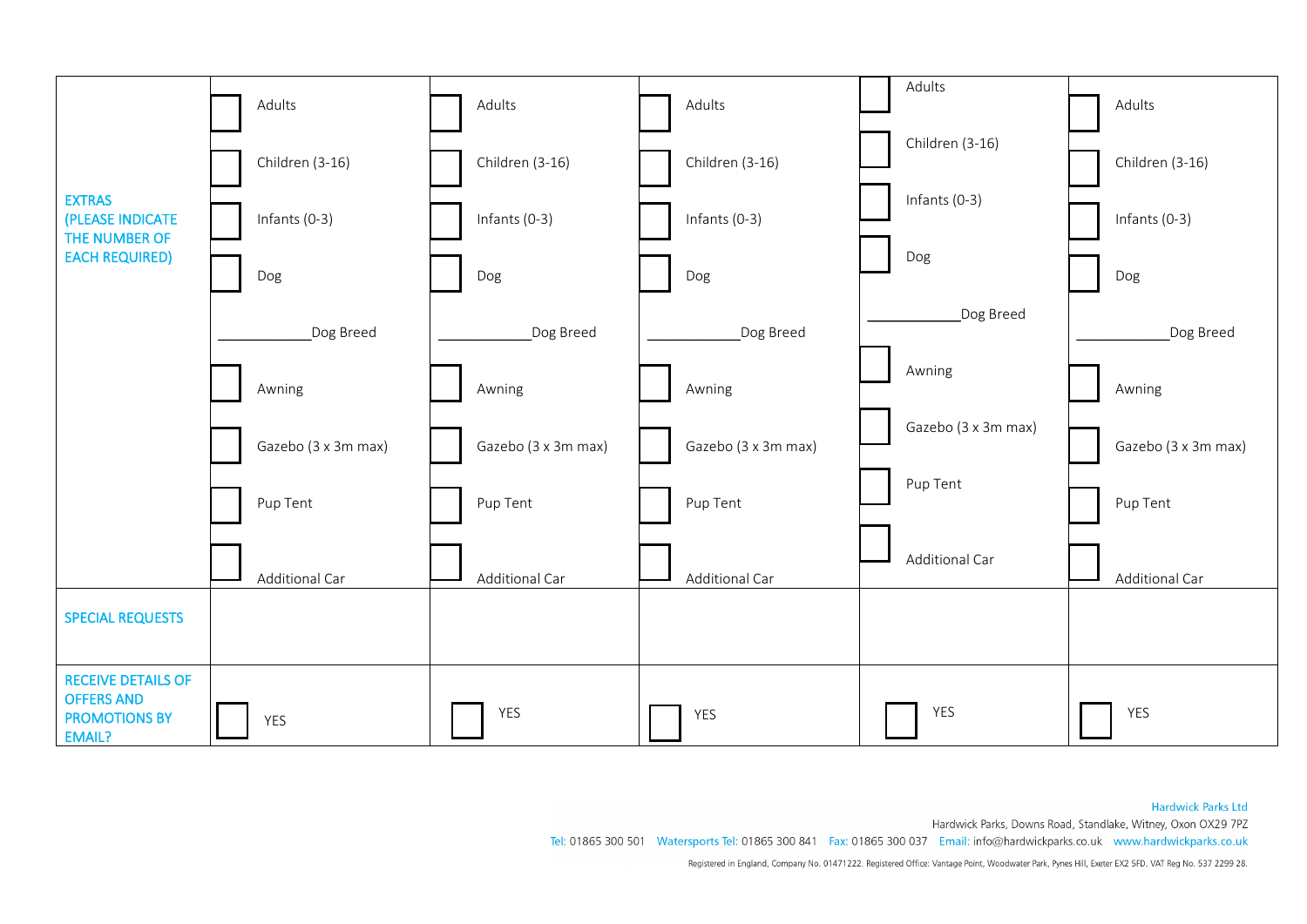| | | | | | |
|---|---|---|---|---|---|
| EXTRAS (PLEASE INDICATE THE NUMBER OF EACH REQUIRED) | ☐ Adults<br>☐ Children (3-16)<br>☐ Infants (0-3)<br>☐ Dog<br>\_\_\_\_\_\_\_\_\_\_\_\_ Dog Breed<br>☐ Awning<br>☐ Gazebo (3 x 3m max)<br>☐ Pup Tent<br>☐ Additional Car | ☐ Adults<br>☐ Children (3-16)<br>☐ Infants (0-3)<br>☐ Dog<br>\_\_\_\_\_\_\_\_\_\_\_\_ Dog Breed<br>☐ Awning<br>☐ Gazebo (3 x 3m max)<br>☐ Pup Tent<br>☐ Additional Car | ☐ Adults<br>☐ Children (3-16)<br>☐ Infants (0-3)<br>☐ Dog<br>\_\_\_\_\_\_\_\_\_\_\_\_ Dog Breed<br>☐ Awning<br>☐ Gazebo (3 x 3m max)<br>☐ Pup Tent<br>☐ Additional Car | ☐ Adults<br>☐ Children (3-16)<br>☐ Infants (0-3)<br>☐ Dog<br>\_\_\_\_\_\_\_\_\_\_\_\_ Dog Breed<br>☐ Awning<br>☐ Gazebo (3 x 3m max)<br>☐ Pup Tent<br>☐ Additional Car | ☐ Adults<br>☐ Children (3-16)<br>☐ Infants (0-3)<br>☐ Dog<br>\_\_\_\_\_\_\_\_\_\_\_\_ Dog Breed<br>☐ Awning<br>☐ Gazebo (3 x 3m max)<br>☐ Pup Tent<br>☐ Additional Car |
| SPECIAL REQUESTS | | | | | |
| RECEIVE DETAILS OF OFFERS AND PROMOTIONS BY EMAIL? | ☐ YES | ☐ YES | ☐ YES | ☐ YES | ☐ YES |

Hardwick Parks Ltd
Hardwick Parks, Downs Road, Standlake, Witney, Oxon OX29 7PZ
Tel: 01865 300 501 Watersports Tel: 01865 300 841 Fax: 01865 300 037 Email: info@hardwickparks.co.uk www.hardwickparks.co.uk

Registered in England, Company No. 01471222. Registered Office: Vantage Point, Woodwater Park, Pynes Hill, Exeter EX2 5FD. VAT Reg No. 537 2299 28.